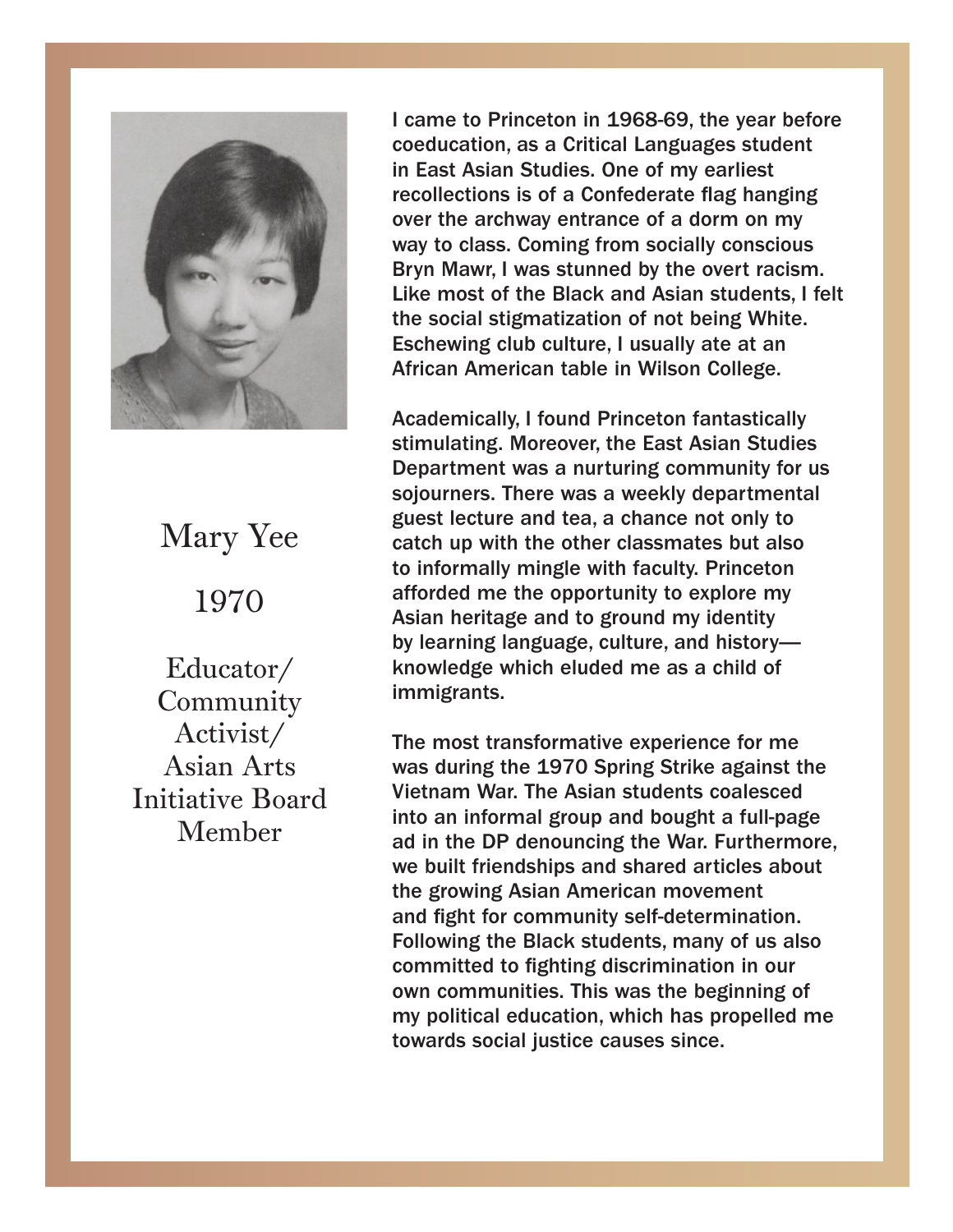# Mary Yee

## 1970

Educator/ Community Activist/ Asian Arts Initiative Board Member

I came to Princeton in 1968-69, the year before coeducation, as a Critical Languages student in East Asian Studies. One of my earliest recollections is of a Confederate flag hanging over the archway entrance of a dorm on my way to class. Coming from socially conscious Bryn Mawr, I was stunned by the overt racism. Like most of the Black and Asian students, I felt the social stigmatization of not being White. Eschewing club culture, I usually ate at an African American table in Wilson College.

Academically, I found Princeton fantastically stimulating. Moreover, the East Asian Studies Department was a nurturing community for us sojourners. There was a weekly departmental guest lecture and tea, a chance not only to catch up with the other classmates but also to informally mingle with faculty. Princeton afforded me the opportunity to explore my Asian heritage and to ground my identity by learning language, culture, and history—knowledge which eluded me as a child of immigrants.

The most transformative experience for me was during the 1970 Spring Strike against the Vietnam War. The Asian students coalesced into an informal group and bought a full-page ad in the DP denouncing the War. Furthermore, we built friendships and shared articles about the growing Asian American movement and fight for community self-determination. Following the Black students, many of us also committed to fighting discrimination in our own communities. This was the beginning of my political education, which has propelled me towards social justice causes since.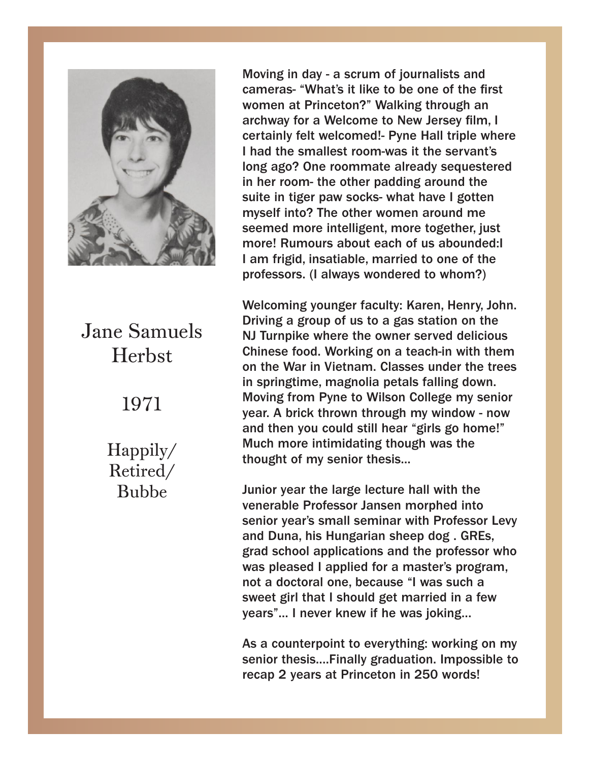Jane Samuels Herbst

1971

Happily/ Retired/ Bubbe

Moving in day - a scrum of journalists and cameras- "What's it like to be one of the first women at Princeton?" Walking through an archway for a Welcome to New Jersey film, I certainly felt welcomed!- Pyne Hall triple where I had the smallest room-was it the servant's long ago? One roommate already sequestered in her room- the other padding around the suite in tiger paw socks- what have I gotten myself into? The other women around me seemed more intelligent, more together, just more! Rumours about each of us abounded:I I am frigid, insatiable, married to one of the professors. (I always wondered to whom?)

Welcoming younger faculty: Karen, Henry, John. Driving a group of us to a gas station on the NJ Turnpike where the owner served delicious Chinese food. Working on a teach-in with them on the War in Vietnam. Classes under the trees in springtime, magnolia petals falling down. Moving from Pyne to Wilson College my senior year. A brick thrown through my window - now and then you could still hear "girls go home!" Much more intimidating though was the thought of my senior thesis...

Junior year the large lecture hall with the venerable Professor Jansen morphed into senior year's small seminar with Professor Levy and Duna, his Hungarian sheep dog . GREs, grad school applications and the professor who was pleased I applied for a master's program, not a doctoral one, because "I was such a sweet girl that I should get married in a few years"... I never knew if he was joking...

As a counterpoint to everything: working on my senior thesis....Finally graduation. Impossible to recap 2 years at Princeton in 250 words!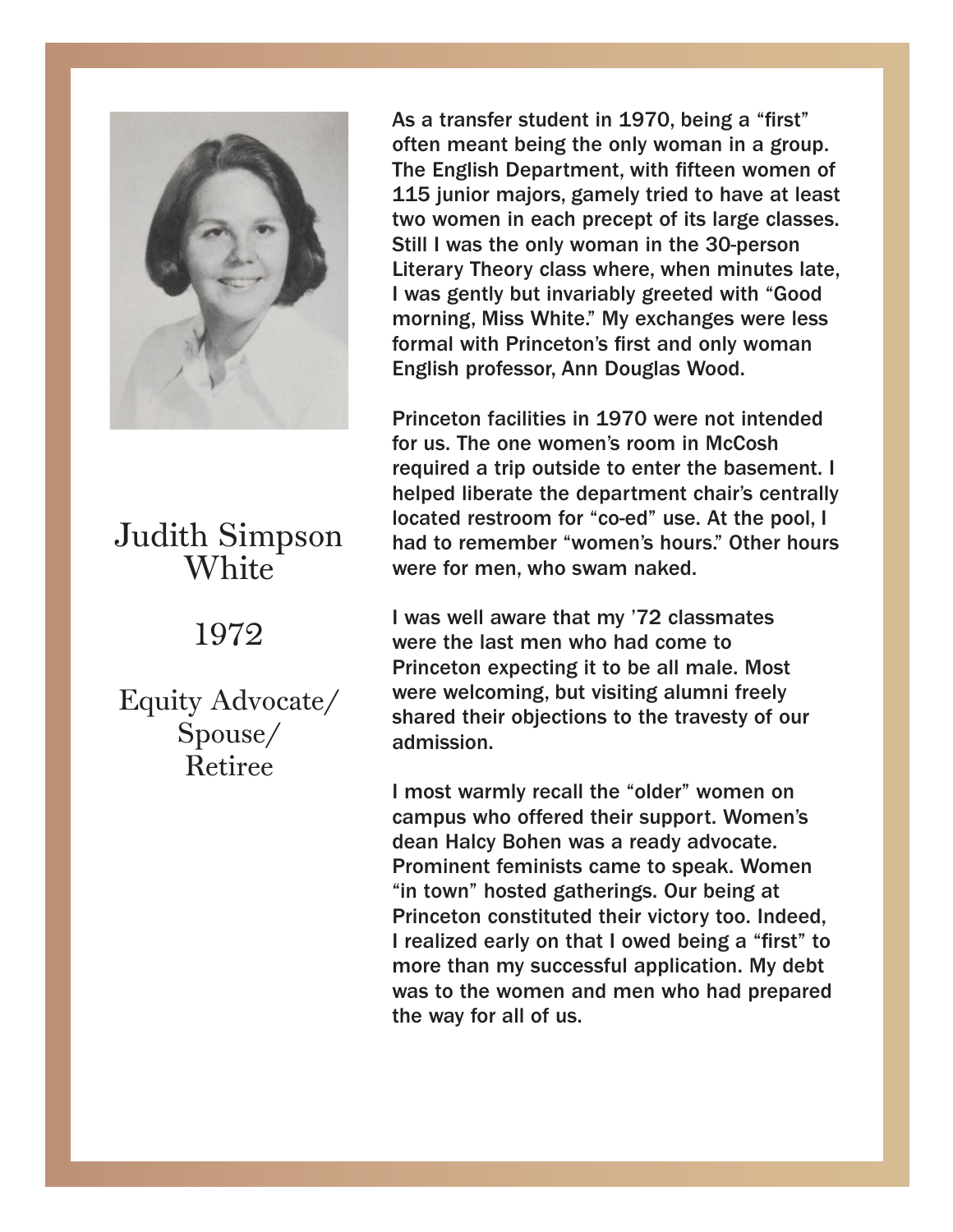## Judith Simpson White

1972

Equity Advocate/ Spouse/ Retiree

As a transfer student in 1970, being a "first" often meant being the only woman in a group. The English Department, with fifteen women of 115 junior majors, gamely tried to have at least two women in each precept of its large classes. Still I was the only woman in the 30-person Literary Theory class where, when minutes late, I was gently but invariably greeted with "Good morning, Miss White." My exchanges were less formal with Princeton's first and only woman English professor, Ann Douglas Wood.

Princeton facilities in 1970 were not intended for us. The one women's room in McCosh required a trip outside to enter the basement. I helped liberate the department chair's centrally located restroom for "co-ed" use. At the pool, I had to remember "women's hours." Other hours were for men, who swam naked.

I was well aware that my '72 classmates were the last men who had come to Princeton expecting it to be all male. Most were welcoming, but visiting alumni freely shared their objections to the travesty of our admission.

I most warmly recall the "older" women on campus who offered their support. Women's dean Halcy Bohen was a ready advocate. Prominent feminists came to speak. Women "in town" hosted gatherings. Our being at Princeton constituted their victory too. Indeed, I realized early on that I owed being a "first" to more than my successful application. My debt was to the women and men who had prepared the way for all of us.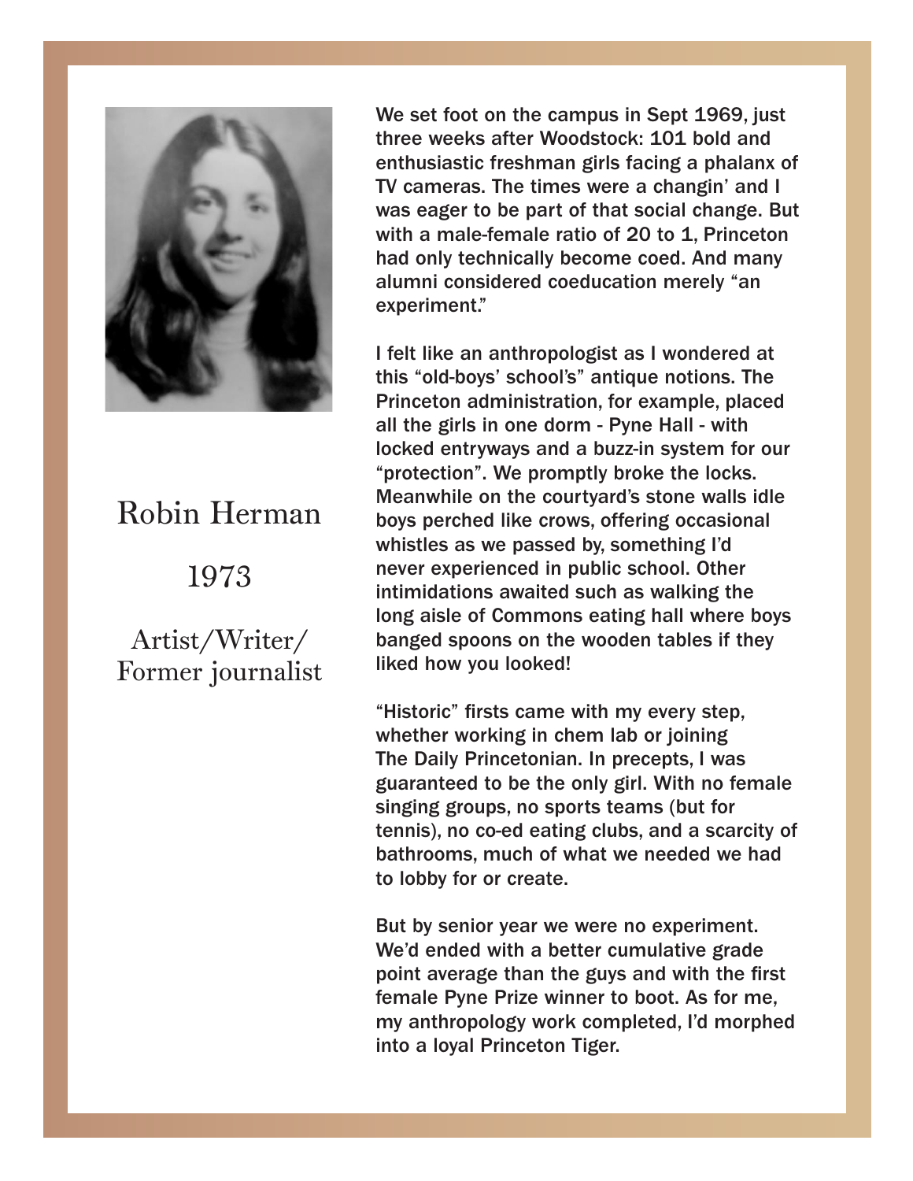# Robin Herman

1973

Artist/Writer/
Former journalist

We set foot on the campus in Sept 1969, just three weeks after Woodstock: 101 bold and enthusiastic freshman girls facing a phalanx of TV cameras. The times were a changin' and I was eager to be part of that social change. But with a male-female ratio of 20 to 1, Princeton had only technically become coed. And many alumni considered coeducation merely "an experiment."

I felt like an anthropologist as I wondered at this "old-boys' school's" antique notions. The Princeton administration, for example, placed all the girls in one dorm - Pyne Hall - with locked entryways and a buzz-in system for our "protection". We promptly broke the locks. Meanwhile on the courtyard's stone walls idle boys perched like crows, offering occasional whistles as we passed by, something I'd never experienced in public school. Other intimidations awaited such as walking the long aisle of Commons eating hall where boys banged spoons on the wooden tables if they liked how you looked!

"Historic" firsts came with my every step, whether working in chem lab or joining The Daily Princetonian. In precepts, I was guaranteed to be the only girl. With no female singing groups, no sports teams (but for tennis), no co-ed eating clubs, and a scarcity of bathrooms, much of what we needed we had to lobby for or create.

But by senior year we were no experiment. We'd ended with a better cumulative grade point average than the guys and with the first female Pyne Prize winner to boot. As for me, my anthropology work completed, I'd morphed into a loyal Princeton Tiger.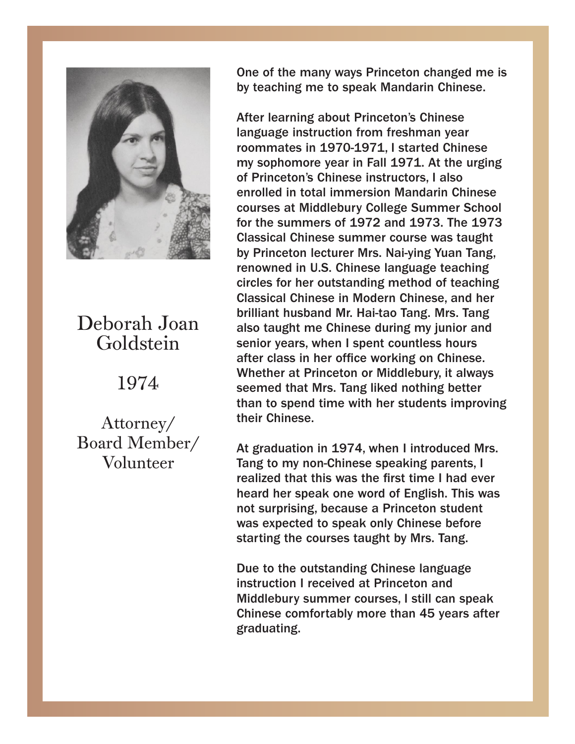## Deborah Joan Goldstein

1974

Attorney/
Board Member/
Volunteer

One of the many ways Princeton changed me is by teaching me to speak Mandarin Chinese.

After learning about Princeton's Chinese language instruction from freshman year roommates in 1970-1971, I started Chinese my sophomore year in Fall 1971. At the urging of Princeton's Chinese instructors, I also enrolled in total immersion Mandarin Chinese courses at Middlebury College Summer School for the summers of 1972 and 1973. The 1973 Classical Chinese summer course was taught by Princeton lecturer Mrs. Nai-ying Yuan Tang, renowned in U.S. Chinese language teaching circles for her outstanding method of teaching Classical Chinese in Modern Chinese, and her brilliant husband Mr. Hai-tao Tang. Mrs. Tang also taught me Chinese during my junior and senior years, when I spent countless hours after class in her office working on Chinese. Whether at Princeton or Middlebury, it always seemed that Mrs. Tang liked nothing better than to spend time with her students improving their Chinese.

At graduation in 1974, when I introduced Mrs. Tang to my non-Chinese speaking parents, I realized that this was the first time I had ever heard her speak one word of English. This was not surprising, because a Princeton student was expected to speak only Chinese before starting the courses taught by Mrs. Tang.

Due to the outstanding Chinese language instruction I received at Princeton and Middlebury summer courses, I still can speak Chinese comfortably more than 45 years after graduating.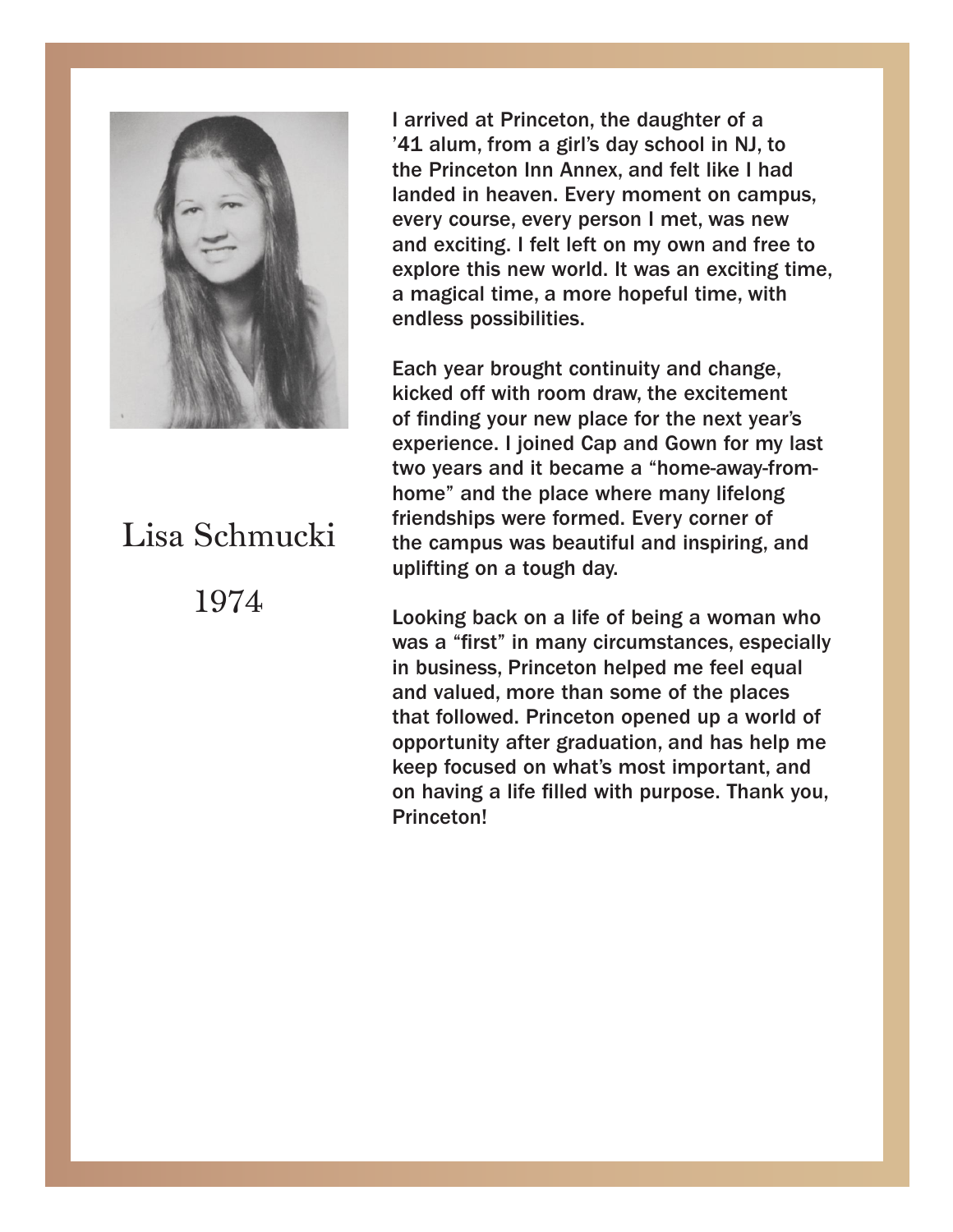Lisa Schmucki

1974

I arrived at Princeton, the daughter of a '41 alum, from a girl's day school in NJ, to the Princeton Inn Annex, and felt like I had landed in heaven. Every moment on campus, every course, every person I met, was new and exciting. I felt left on my own and free to explore this new world. It was an exciting time, a magical time, a more hopeful time, with endless possibilities.

Each year brought continuity and change, kicked off with room draw, the excitement of finding your new place for the next year's experience. I joined Cap and Gown for my last two years and it became a "home-away-from-home" and the place where many lifelong friendships were formed. Every corner of the campus was beautiful and inspiring, and uplifting on a tough day.

Looking back on a life of being a woman who was a "first" in many circumstances, especially in business, Princeton helped me feel equal and valued, more than some of the places that followed. Princeton opened up a world of opportunity after graduation, and has help me keep focused on what's most important, and on having a life filled with purpose. Thank you, Princeton!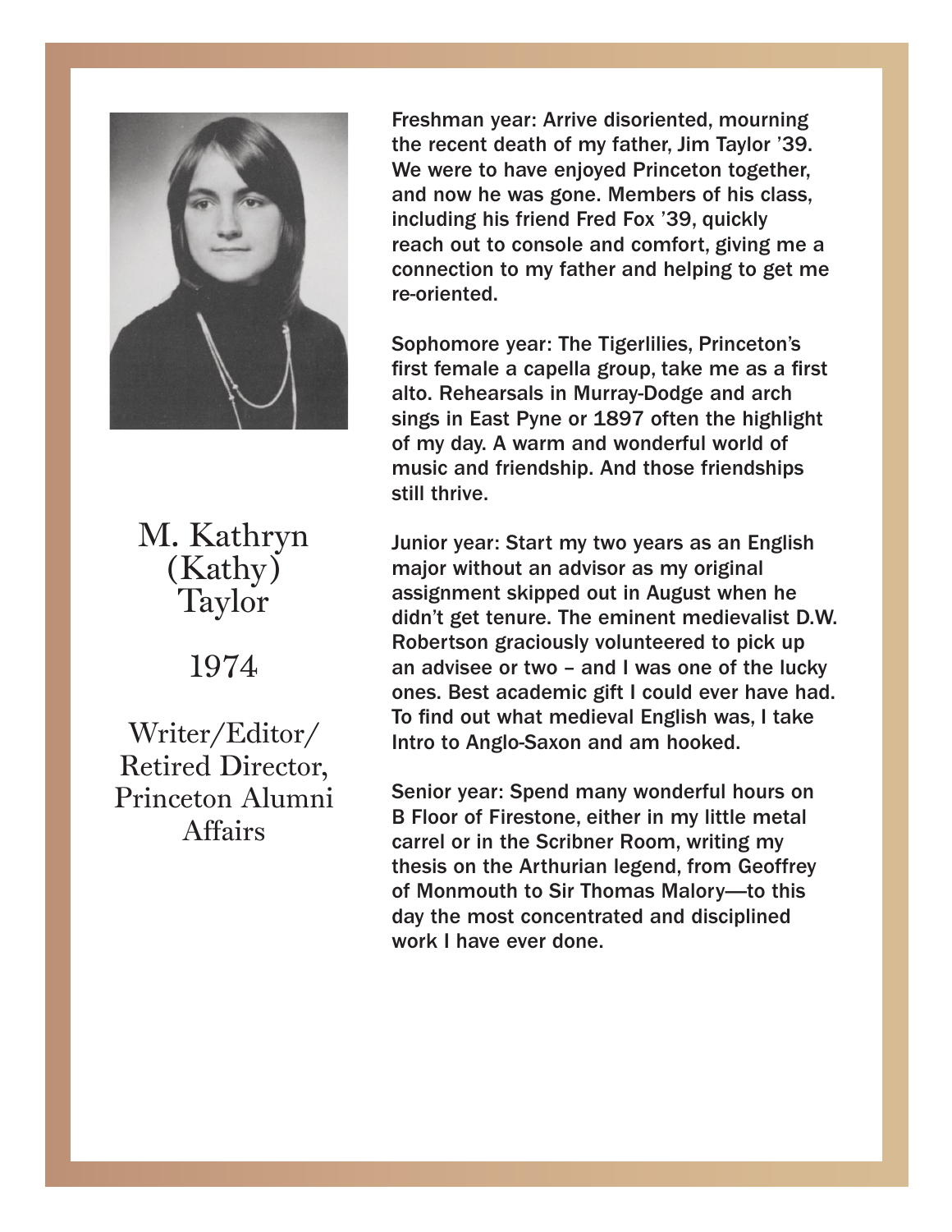# M. Kathryn (Kathy) Taylor

## 1974

### Writer/Editor/ Retired Director, Princeton Alumni Affairs

**Freshman year:** Arrive disoriented, mourning the recent death of my father, Jim Taylor '39. We were to have enjoyed Princeton together, and now he was gone. Members of his class, including his friend Fred Fox '39, quickly reach out to console and comfort, giving me a connection to my father and helping to get me re-oriented.

**Sophomore year:** The Tigerlilies, Princeton's first female a capella group, take me as a first alto. Rehearsals in Murray-Dodge and arch sings in East Pyne or 1897 often the highlight of my day. A warm and wonderful world of music and friendship. And those friendships still thrive.

**Junior year:** Start my two years as an English major without an advisor as my original assignment skipped out in August when he didn't get tenure. The eminent medievalist D.W. Robertson graciously volunteered to pick up an advisee or two – and I was one of the lucky ones. Best academic gift I could ever have had. To find out what medieval English was, I take Intro to Anglo-Saxon and am hooked.

**Senior year:** Spend many wonderful hours on B Floor of Firestone, either in my little metal carrel or in the Scribner Room, writing my thesis on the Arthurian legend, from Geoffrey of Monmouth to Sir Thomas Malory—to this day the most concentrated and disciplined work I have ever done.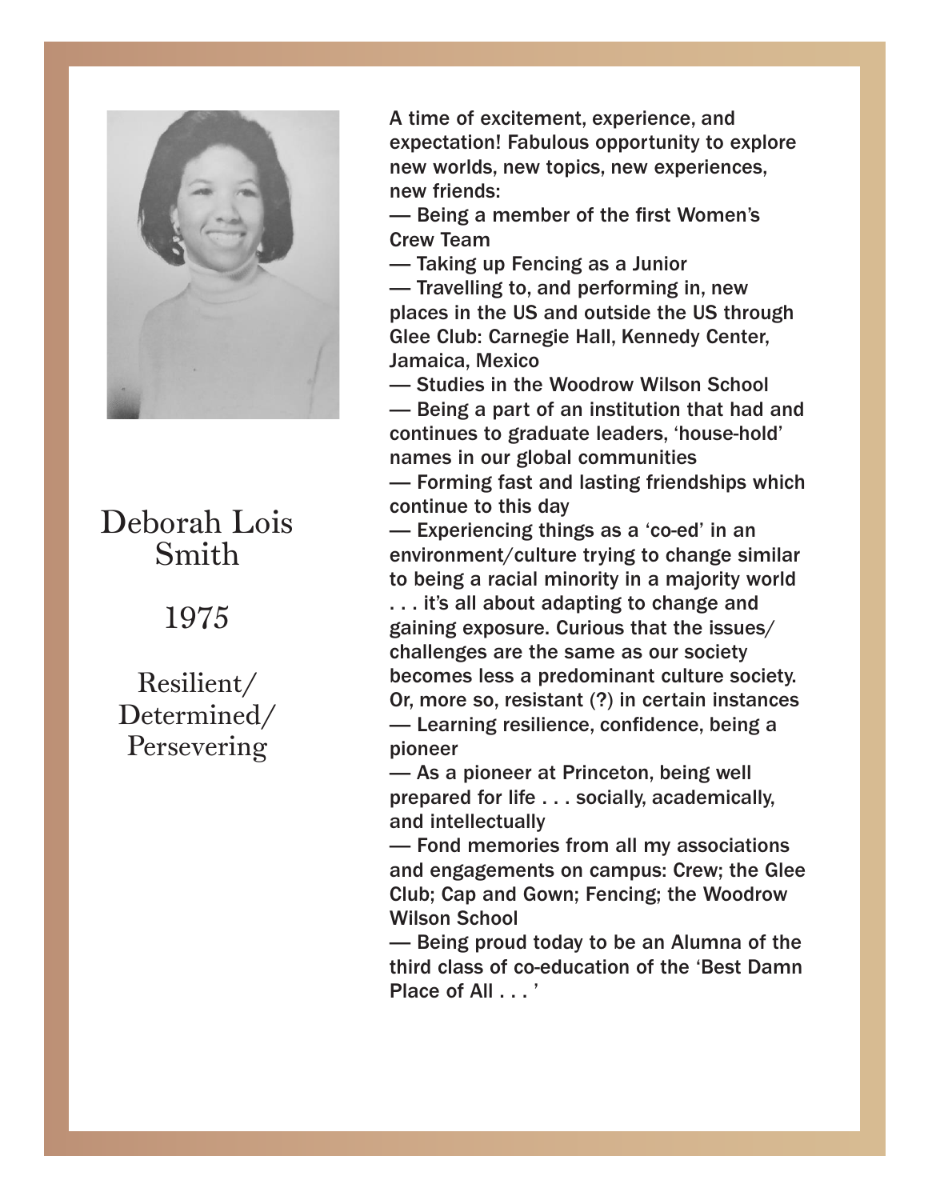# Deborah Lois Smith

## 1975

Resilient/ Determined/ Persevering

A time of excitement, experience, and expectation! Fabulous opportunity to explore new worlds, new topics, new experiences, new friends:

— Being a member of the first Women's Crew Team

— Taking up Fencing as a Junior

— Travelling to, and performing in, new places in the US and outside the US through Glee Club: Carnegie Hall, Kennedy Center, Jamaica, Mexico

— Studies in the Woodrow Wilson School

— Being a part of an institution that had and continues to graduate leaders, 'house-hold' names in our global communities

— Forming fast and lasting friendships which continue to this day

— Experiencing things as a 'co-ed' in an environment/culture trying to change similar to being a racial minority in a majority world . . . it's all about adapting to change and gaining exposure. Curious that the issues/ challenges are the same as our society becomes less a predominant culture society. Or, more so, resistant (?) in certain instances

— Learning resilience, confidence, being a pioneer

— As a pioneer at Princeton, being well prepared for life . . . socially, academically, and intellectually

— Fond memories from all my associations and engagements on campus: Crew; the Glee Club; Cap and Gown; Fencing; the Woodrow Wilson School

— Being proud today to be an Alumna of the third class of co-education of the 'Best Damn Place of All . . . '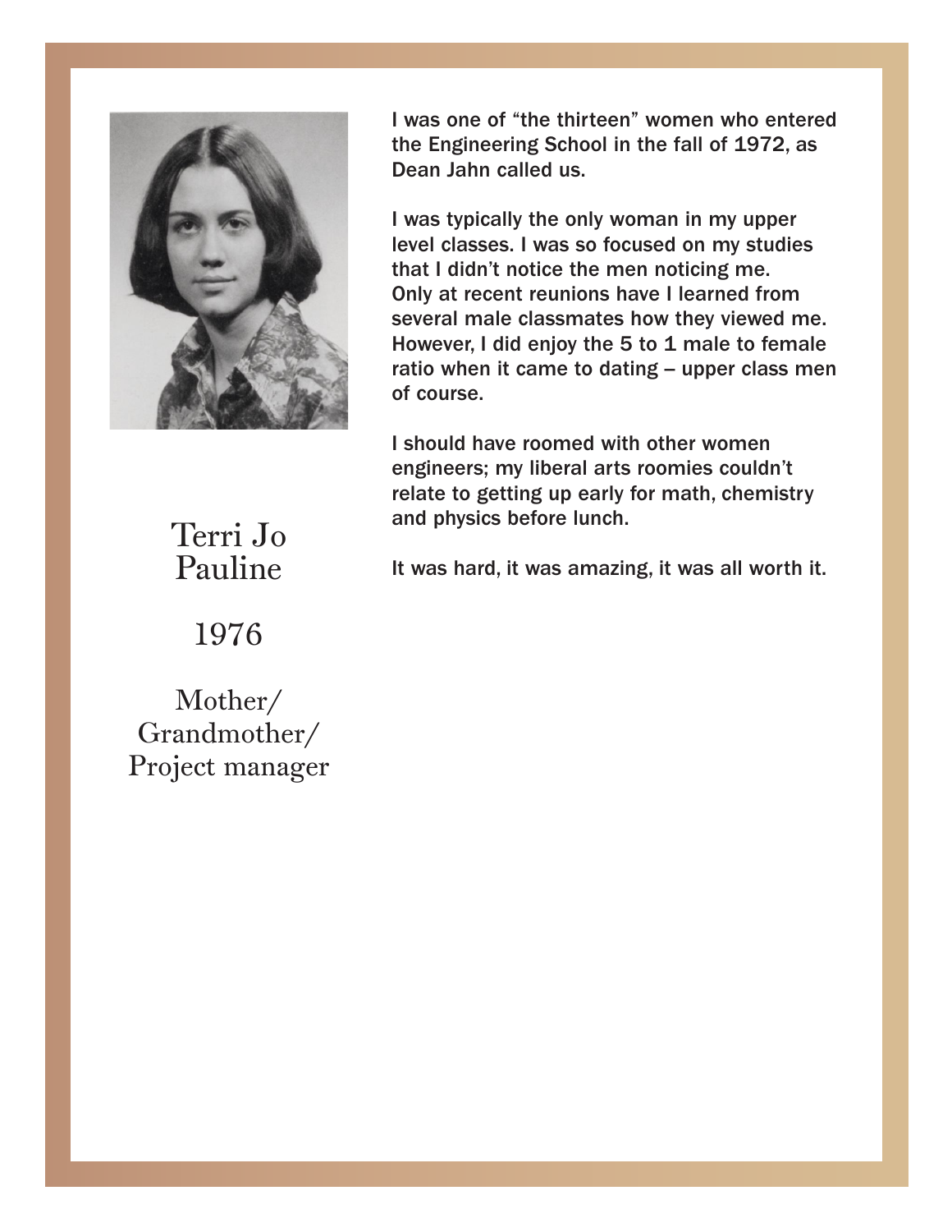Terri Jo Pauline

1976

Mother/ Grandmother/ Project manager

I was one of "the thirteen" women who entered the Engineering School in the fall of 1972, as Dean Jahn called us.

I was typically the only woman in my upper level classes. I was so focused on my studies that I didn't notice the men noticing me. Only at recent reunions have I learned from several male classmates how they viewed me. However, I did enjoy the 5 to 1 male to female ratio when it came to dating – upper class men of course.

I should have roomed with other women engineers; my liberal arts roomies couldn't relate to getting up early for math, chemistry and physics before lunch.

It was hard, it was amazing, it was all worth it.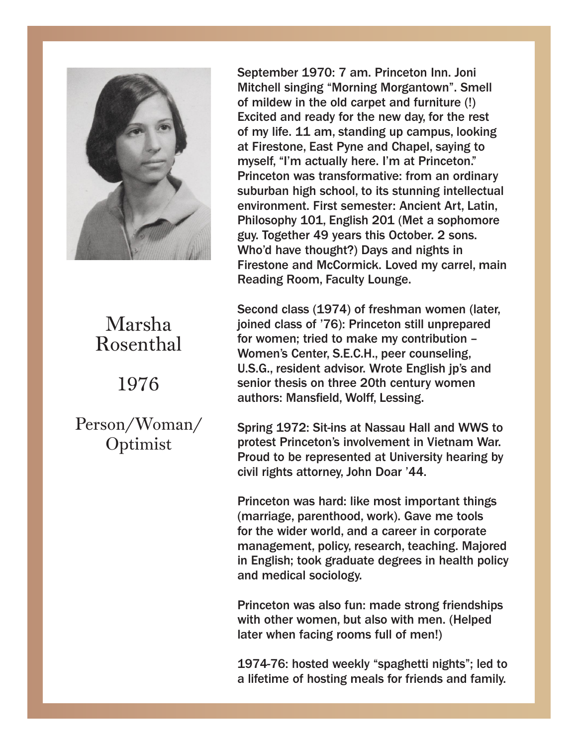# Marsha Rosenthal

## 1976

### Person/Woman/Optimist

September 1970: 7 am. Princeton Inn. Joni Mitchell singing "Morning Morgantown". Smell of mildew in the old carpet and furniture (!) Excited and ready for the new day, for the rest of my life. 11 am, standing up campus, looking at Firestone, East Pyne and Chapel, saying to myself, "I'm actually here. I'm at Princeton." Princeton was transformative: from an ordinary suburban high school, to its stunning intellectual environment. First semester: Ancient Art, Latin, Philosophy 101, English 201 (Met a sophomore guy. Together 49 years this October. 2 sons. Who'd have thought?) Days and nights in Firestone and McCormick. Loved my carrel, main Reading Room, Faculty Lounge.

Second class (1974) of freshman women (later, joined class of '76): Princeton still unprepared for women; tried to make my contribution – Women's Center, S.E.C.H., peer counseling, U.S.G., resident advisor. Wrote English jp's and senior thesis on three 20th century women authors: Mansfield, Wolff, Lessing.

Spring 1972: Sit-ins at Nassau Hall and WWS to protest Princeton's involvement in Vietnam War. Proud to be represented at University hearing by civil rights attorney, John Doar '44.

Princeton was hard: like most important things (marriage, parenthood, work). Gave me tools for the wider world, and a career in corporate management, policy, research, teaching. Majored in English; took graduate degrees in health policy and medical sociology.

Princeton was also fun: made strong friendships with other women, but also with men. (Helped later when facing rooms full of men!)

1974-76: hosted weekly "spaghetti nights"; led to a lifetime of hosting meals for friends and family.